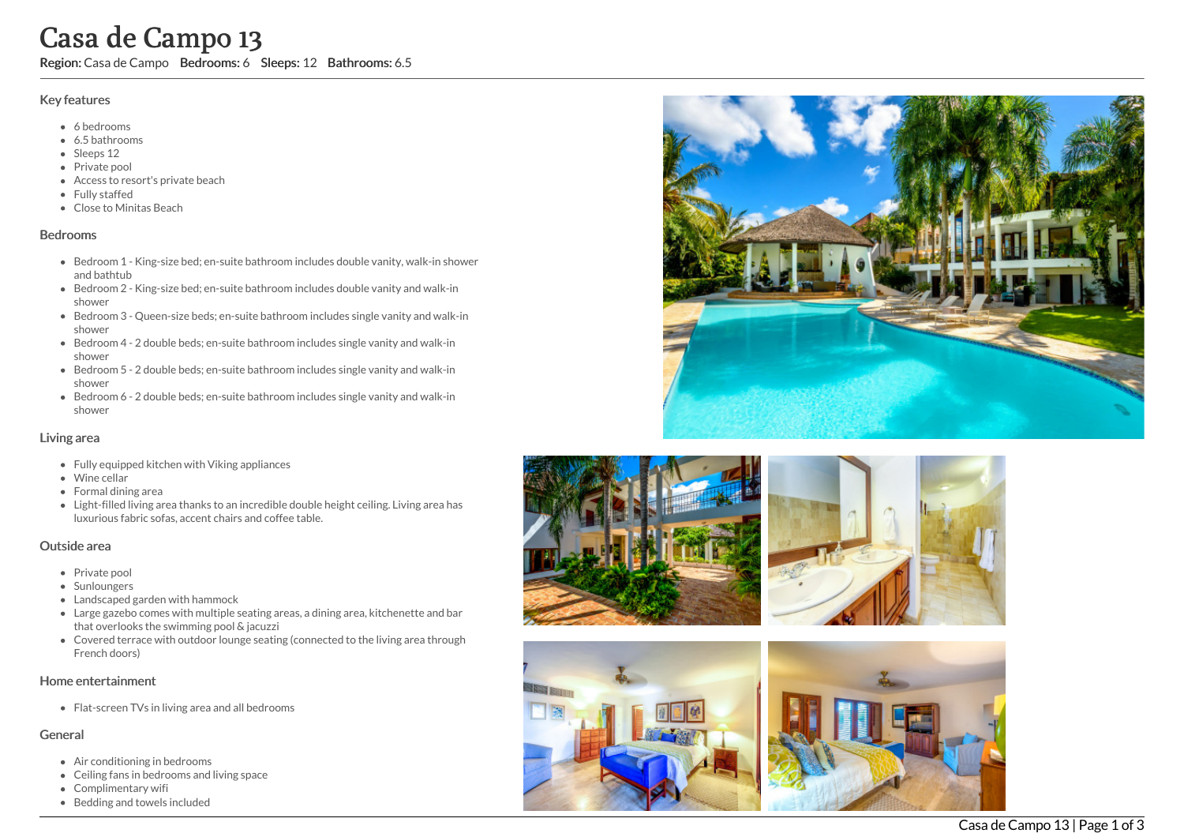# Casa de Campo 13

**Region:** Casa de Campo **Bedrooms:** 6 **Sleeps:** 12 **Bathrooms:** 6.5

## Key features

- 6 bedrooms
- 6.5 bathrooms
- Sleeps 12
- Private pool
- Access to resort's private beach
- Fully staffed
- Close to Minitas Beach

## Bedrooms

- Bedroom 1 - King-size bed; en-suite bathroom includes double vanity, walk-in shower and bathtub
- Bedroom 2 - King-size bed; en-suite bathroom includes double vanity and walk-in shower
- Bedroom 3 - Queen-size beds; en-suite bathroom includes single vanity and walk-in shower
- Bedroom 4 - 2 double beds; en-suite bathroom includes single vanity and walk-in shower
- Bedroom 5 - 2 double beds; en-suite bathroom includes single vanity and walk-in shower
- Bedroom 6 - 2 double beds; en-suite bathroom includes single vanity and walk-in shower

## Living area

- Fully equipped kitchen with Viking appliances
- Wine cellar
- Formal dining area
- Light-filled living area thanks to an incredible double height ceiling. Living area has luxurious fabric sofas, accent chairs and coffee table.

## Outside area

- Private pool
- Sunloungers
- Landscaped garden with hammock
- Large gazebo comes with multiple seating areas, a dining area, kitchenette and bar that overlooks the swimming pool & jacuzzi
- Covered terrace with outdoor lounge seating (connected to the living area through French doors)

## Home entertainment

- Flat-screen TVs in living area and all bedrooms

## General

- Air conditioning in bedrooms
- Ceiling fans in bedrooms and living space
- Complimentary wifi
- Bedding and towels included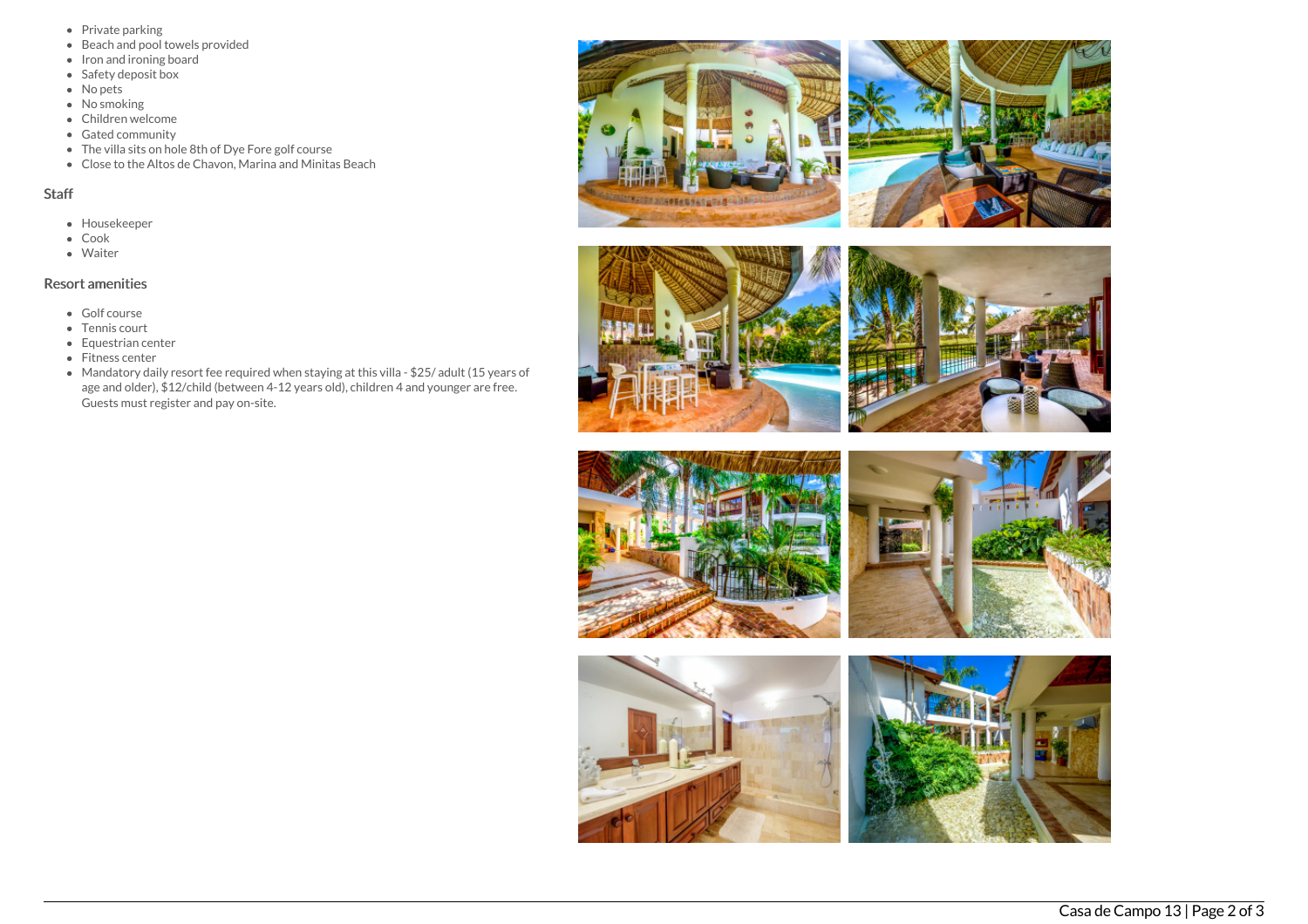- Private parking
- Beach and pool towels provided
- Iron and ironing board
- Safety deposit box
- No pets
- No smoking
- Children welcome
- Gated community
- The villa sits on hole 8th of Dye Fore golf course
- Close to the Altos de Chavon, Marina and Minitas Beach

## Staff

- Housekeeper
- Cook
- Waiter

## Resort amenities

- Golf course
- Tennis court
- Equestrian center
- Fitness center
- Mandatory daily resort fee required when staying at this villa - $25/ adult (15 years of age and older), $12/child (between 4-12 years old), children 4 and younger are free. Guests must register and pay on-site.